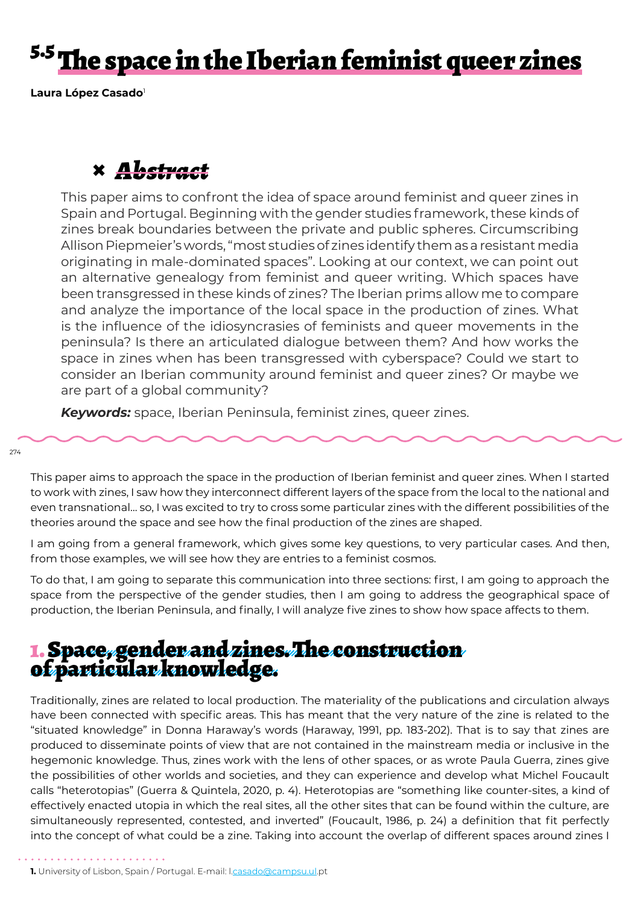# 5.5 The space in the Iberian feminist queer zines

**Laura López Casado**[1]

## Abstract

This paper aims to confront the idea of space around feminist and queer zines in Spain and Portugal. Beginning with the gender studies framework, these kinds of zines break boundaries between the private and public spheres. Circumscribing Allison Piepmeier's words, "most studies of zines identify them as a resistant media originating in male-dominated spaces". Looking at our context, we can point out an alternative genealogy from feminist and queer writing. Which spaces have been transgressed in these kinds of zines? The Iberian prims allow me to compare and analyze the importance of the local space in the production of zines. What is the influence of the idiosyncrasies of feminists and queer movements in the peninsula? Is there an articulated dialogue between them? And how works the space in zines when has been transgressed with cyberspace? Could we start to consider an Iberian community around feminist and queer zines? Or maybe we are part of a global community?

***Keywords:*** space, Iberian Peninsula, feminist zines, queer zines.

This paper aims to approach the space in the production of Iberian feminist and queer zines. When I started to work with zines, I saw how they interconnect different layers of the space from the local to the national and even transnational... so, I was excited to try to cross some particular zines with the different possibilities of the theories around the space and see how the final production of the zines are shaped.

I am going from a general framework, which gives some key questions, to very particular cases. And then, from those examples, we will see how they are entries to a feminist cosmos.

To do that, I am going to separate this communication into three sections: first, I am going to approach the space from the perspective of the gender studies, then I am going to address the geographical space of production, the Iberian Peninsula, and finally, I will analyze five zines to show how space affects to them.

## 1. Space, gender and zines. The construction of particular knowledge.

Traditionally, zines are related to local production. The materiality of the publications and circulation always have been connected with specific areas. This has meant that the very nature of the zine is related to the "situated knowledge" in Donna Haraway's words (Haraway, 1991, pp. 183-202). That is to say that zines are produced to disseminate points of view that are not contained in the mainstream media or inclusive in the hegemonic knowledge. Thus, zines work with the lens of other spaces, or as wrote Paula Guerra, zines give the possibilities of other worlds and societies, and they can experience and develop what Michel Foucault calls "heterotopias" (Guerra & Quintela, 2020, p. 4). Heterotopias are "something like counter-sites, a kind of effectively enacted utopia in which the real sites, all the other sites that can be found within the culture, are simultaneously represented, contested, and inverted" (Foucault, 1986, p. 24) a definition that fit perfectly into the concept of what could be a zine. Taking into account the overlap of different spaces around zines I

1. University of Lisbon, Spain / Portugal. E-mail: l.casado@campsu.ul.pt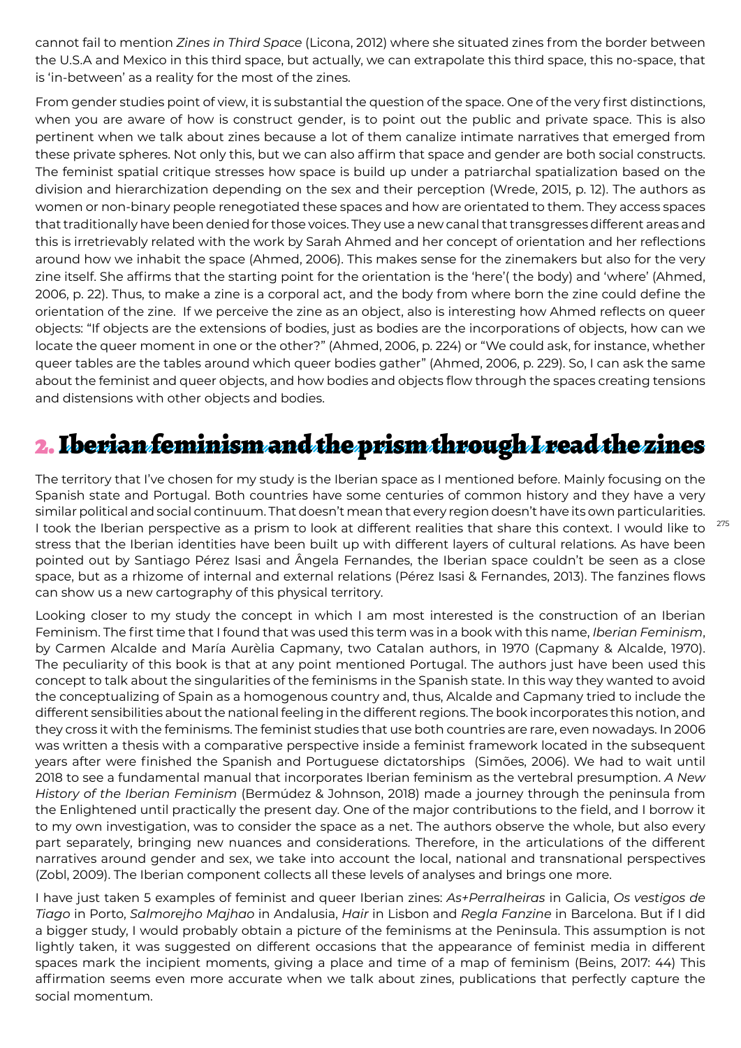cannot fail to mention *Zines in Third Space* (Licona, 2012) where she situated zines from the border between the U.S.A and Mexico in this third space, but actually, we can extrapolate this third space, this no-space, that is 'in-between' as a reality for the most of the zines.

From gender studies point of view, it is substantial the question of the space. One of the very first distinctions, when you are aware of how is construct gender, is to point out the public and private space. This is also pertinent when we talk about zines because a lot of them canalize intimate narratives that emerged from these private spheres. Not only this, but we can also affirm that space and gender are both social constructs. The feminist spatial critique stresses how space is build up under a patriarchal spatialization based on the division and hierarchization depending on the sex and their perception (Wrede, 2015, p. 12). The authors as women or non-binary people renegotiated these spaces and how are orientated to them. They access spaces that traditionally have been denied for those voices. They use a new canal that transgresses different areas and this is irretrievably related with the work by Sarah Ahmed and her concept of orientation and her reflections around how we inhabit the space (Ahmed, 2006). This makes sense for the zinemakers but also for the very zine itself. She affirms that the starting point for the orientation is the 'here'( the body) and 'where' (Ahmed, 2006, p. 22). Thus, to make a zine is a corporal act, and the body from where born the zine could define the orientation of the zine. If we perceive the zine as an object, also is interesting how Ahmed reflects on queer objects: "If objects are the extensions of bodies, just as bodies are the incorporations of objects, how can we locate the queer moment in one or the other?" (Ahmed, 2006, p. 224) or "We could ask, for instance, whether queer tables are the tables around which queer bodies gather" (Ahmed, 2006, p. 229). So, I can ask the same about the feminist and queer objects, and how bodies and objects flow through the spaces creating tensions and distensions with other objects and bodies.

## 2. Iberian feminism and the prism through I read the zines

The territory that I've chosen for my study is the Iberian space as I mentioned before. Mainly focusing on the Spanish state and Portugal. Both countries have some centuries of common history and they have a very similar political and social continuum. That doesn't mean that every region doesn't have its own particularities. I took the Iberian perspective as a prism to look at different realities that share this context. I would like to stress that the Iberian identities have been built up with different layers of cultural relations. As have been pointed out by Santiago Pérez Isasi and Ângela Fernandes, the Iberian space couldn't be seen as a close space, but as a rhizome of internal and external relations (Pérez Isasi & Fernandes, 2013). The fanzines flows can show us a new cartography of this physical territory.

Looking closer to my study the concept in which I am most interested is the construction of an Iberian Feminism. The first time that I found that was used this term was in a book with this name, *Iberian Feminism*, by Carmen Alcalde and María Aurèlia Capmany, two Catalan authors, in 1970 (Capmany & Alcalde, 1970). The peculiarity of this book is that at any point mentioned Portugal. The authors just have been used this concept to talk about the singularities of the feminisms in the Spanish state. In this way they wanted to avoid the conceptualizing of Spain as a homogenous country and, thus, Alcalde and Capmany tried to include the different sensibilities about the national feeling in the different regions. The book incorporates this notion, and they cross it with the feminisms. The feminist studies that use both countries are rare, even nowadays. In 2006 was written a thesis with a comparative perspective inside a feminist framework located in the subsequent years after were finished the Spanish and Portuguese dictatorships (Simões, 2006). We had to wait until 2018 to see a fundamental manual that incorporates Iberian feminism as the vertebral presumption. *A New History of the Iberian Feminism* (Bermúdez & Johnson, 2018) made a journey through the peninsula from the Enlightened until practically the present day. One of the major contributions to the field, and I borrow it to my own investigation, was to consider the space as a net. The authors observe the whole, but also every part separately, bringing new nuances and considerations. Therefore, in the articulations of the different narratives around gender and sex, we take into account the local, national and transnational perspectives (Zobl, 2009). The Iberian component collects all these levels of analyses and brings one more.

I have just taken 5 examples of feminist and queer Iberian zines: *As+Perralheiras* in Galicia, *Os vestigos de Tiago* in Porto, *Salmorejho Majhao* in Andalusia, *Hair* in Lisbon and *Regla Fanzine* in Barcelona. But if I did a bigger study, I would probably obtain a picture of the feminisms at the Peninsula. This assumption is not lightly taken, it was suggested on different occasions that the appearance of feminist media in different spaces mark the incipient moments, giving a place and time of a map of feminism (Beins, 2017: 44) This affirmation seems even more accurate when we talk about zines, publications that perfectly capture the social momentum.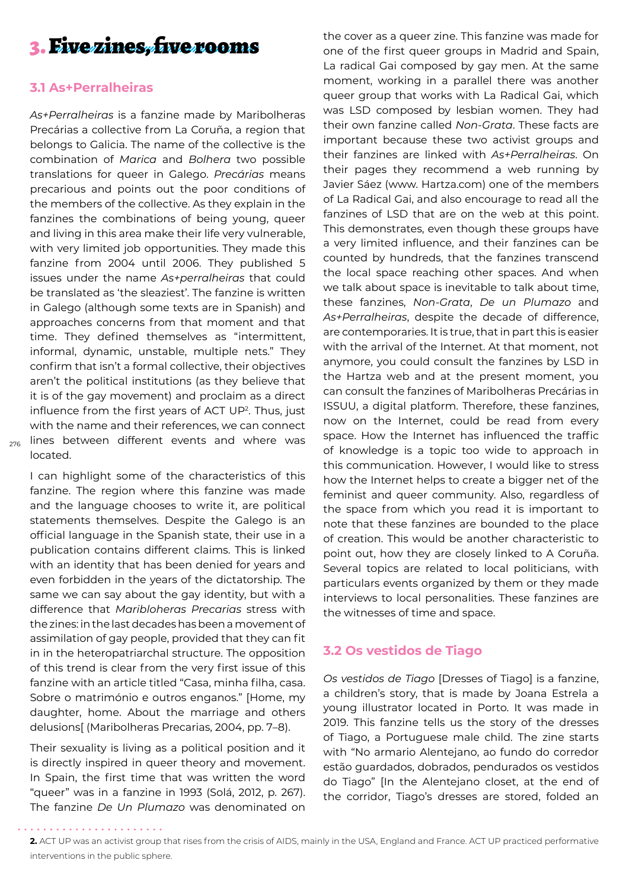# 3. Five zines, five rooms

## 3.1 As+Perralheiras

*As+Perralheiras* is a fanzine made by Maribolheras Precárias a collective from La Coruña, a region that belongs to Galicia. The name of the collective is the combination of *Marica* and *Bolhera* two possible translations for queer in Galego. *Precárias* means precarious and points out the poor conditions of the members of the collective. As they explain in the fanzines the combinations of being young, queer and living in this area make their life very vulnerable, with very limited job opportunities. They made this fanzine from 2004 until 2006. They published 5 issues under the name *As+perralheiras* that could be translated as 'the sleaziest'. The fanzine is written in Galego (although some texts are in Spanish) and approaches concerns from that moment and that time. They defined themselves as "intermittent, informal, dynamic, unstable, multiple nets." They confirm that isn't a formal collective, their objectives aren't the political institutions (as they believe that it is of the gay movement) and proclaim as a direct influence from the first years of ACT UP[2]. Thus, just with the name and their references, we can connect lines between different events and where was located.

I can highlight some of the characteristics of this fanzine. The region where this fanzine was made and the language chooses to write it, are political statements themselves. Despite the Galego is an official language in the Spanish state, their use in a publication contains different claims. This is linked with an identity that has been denied for years and even forbidden in the years of the dictatorship. The same we can say about the gay identity, but with a difference that *Maribloheras Precarias* stress with the zines: in the last decades has been a movement of assimilation of gay people, provided that they can fit in in the heteropatriarchal structure. The opposition of this trend is clear from the very first issue of this fanzine with an article titled "Casa, minha filha, casa. Sobre o matrimónio e outros enganos." [Home, my daughter, home. About the marriage and others delusions[ (Maribolheras Precarias, 2004, pp. 7–8).

Their sexuality is living as a political position and it is directly inspired in queer theory and movement. In Spain, the first time that was written the word "queer" was in a fanzine in 1993 (Solá, 2012, p. 267). The fanzine *De Un Plumazo* was denominated on the cover as a queer zine. This fanzine was made for one of the first queer groups in Madrid and Spain, La radical Gai composed by gay men. At the same moment, working in a parallel there was another queer group that works with La Radical Gai, which was LSD composed by lesbian women. They had their own fanzine called *Non-Grata*. These facts are important because these two activist groups and their fanzines are linked with *As+Perralheiras*. On their pages they recommend a web running by Javier Sáez (www. Hartza.com) one of the members of La Radical Gai, and also encourage to read all the fanzines of LSD that are on the web at this point. This demonstrates, even though these groups have a very limited influence, and their fanzines can be counted by hundreds, that the fanzines transcend the local space reaching other spaces. And when we talk about space is inevitable to talk about time, these fanzines, *Non-Grata*, *De un Plumazo* and *As+Perralheiras*, despite the decade of difference, are contemporaries. It is true, that in part this is easier with the arrival of the Internet. At that moment, not anymore, you could consult the fanzines by LSD in the Hartza web and at the present moment, you can consult the fanzines of Maribolheras Precárias in ISSUU, a digital platform. Therefore, these fanzines, now on the Internet, could be read from every space. How the Internet has influenced the traffic of knowledge is a topic too wide to approach in this communication. However, I would like to stress how the Internet helps to create a bigger net of the feminist and queer community. Also, regardless of the space from which you read it is important to note that these fanzines are bounded to the place of creation. This would be another characteristic to point out, how they are closely linked to A Coruña. Several topics are related to local politicians, with particulars events organized by them or they made interviews to local personalities. These fanzines are the witnesses of time and space.

## 3.2 Os vestidos de Tiago

*Os vestidos de Tiago* [Dresses of Tiago] is a fanzine, a children's story, that is made by Joana Estrela a young illustrator located in Porto. It was made in 2019. This fanzine tells us the story of the dresses of Tiago, a Portuguese male child. The zine starts with "No armario Alentejano, ao fundo do corredor estão guardados, dobrados, pendurados os vestidos do Tiago" [In the Alentejano closet, at the end of the corridor, Tiago's dresses are stored, folded an

---

[2] ACT UP was an activist group that rises from the crisis of AIDS, mainly in the USA, England and France. ACT UP practiced performative interventions in the public sphere.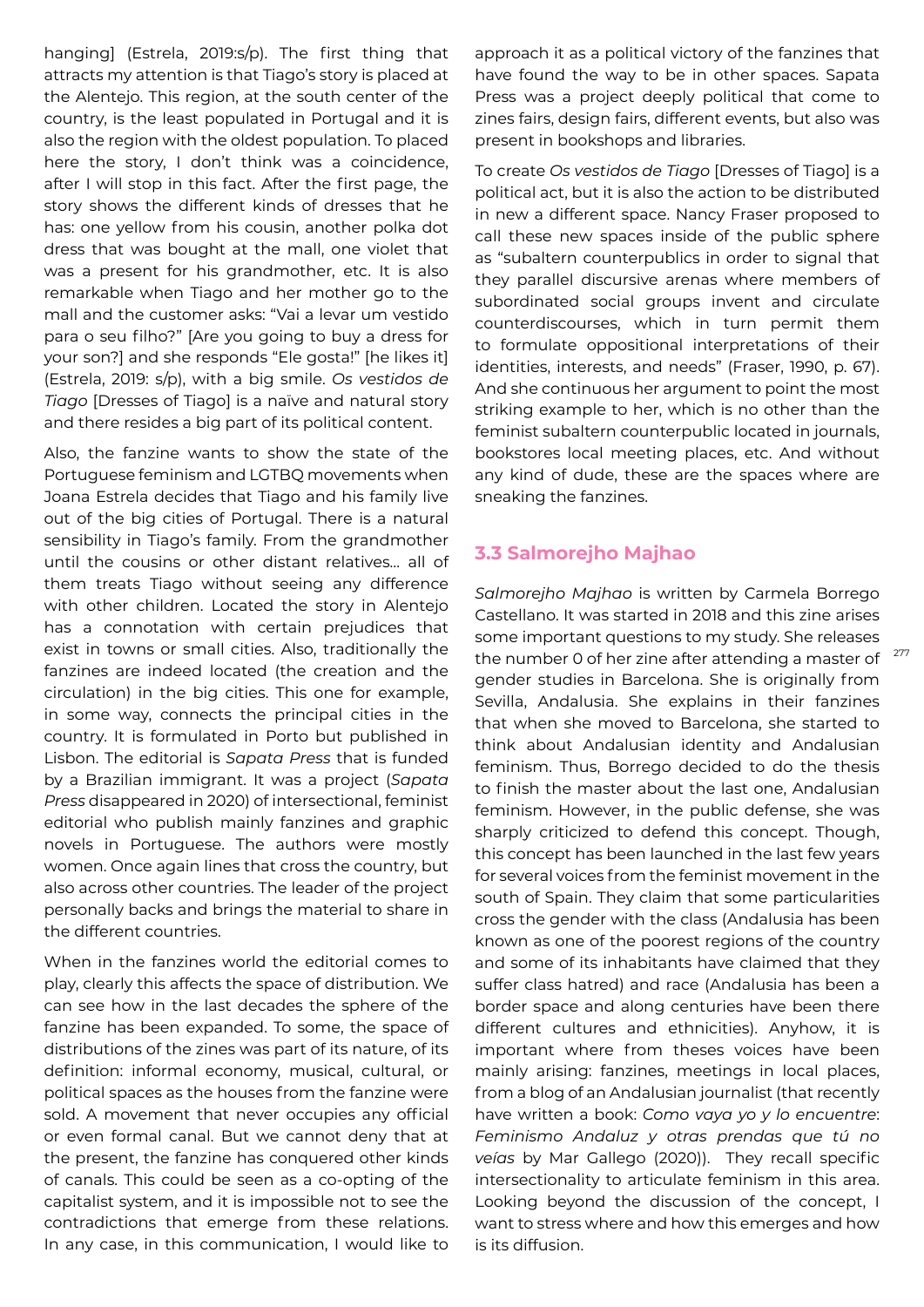hanging] (Estrela, 2019:s/p). The first thing that attracts my attention is that Tiago's story is placed at the Alentejo. This region, at the south center of the country, is the least populated in Portugal and it is also the region with the oldest population. To placed here the story, I don't think was a coincidence, after I will stop in this fact. After the first page, the story shows the different kinds of dresses that he has: one yellow from his cousin, another polka dot dress that was bought at the mall, one violet that was a present for his grandmother, etc. It is also remarkable when Tiago and her mother go to the mall and the customer asks: "Vai a levar um vestido para o seu filho?" [Are you going to buy a dress for your son?] and she responds "Ele gosta!" [he likes it] (Estrela, 2019: s/p), with a big smile. *Os vestidos de Tiago* [Dresses of Tiago] is a naïve and natural story and there resides a big part of its political content.

Also, the fanzine wants to show the state of the Portuguese feminism and LGTBQ movements when Joana Estrela decides that Tiago and his family live out of the big cities of Portugal. There is a natural sensibility in Tiago's family. From the grandmother until the cousins or other distant relatives… all of them treats Tiago without seeing any difference with other children. Located the story in Alentejo has a connotation with certain prejudices that exist in towns or small cities. Also, traditionally the fanzines are indeed located (the creation and the circulation) in the big cities. This one for example, in some way, connects the principal cities in the country. It is formulated in Porto but published in Lisbon. The editorial is *Sapata Press* that is funded by a Brazilian immigrant. It was a project (*Sapata Press* disappeared in 2020) of intersectional, feminist editorial who publish mainly fanzines and graphic novels in Portuguese. The authors were mostly women. Once again lines that cross the country, but also across other countries. The leader of the project personally backs and brings the material to share in the different countries.

When in the fanzines world the editorial comes to play, clearly this affects the space of distribution. We can see how in the last decades the sphere of the fanzine has been expanded. To some, the space of distributions of the zines was part of its nature, of its definition: informal economy, musical, cultural, or political spaces as the houses from the fanzine were sold. A movement that never occupies any official or even formal canal. But we cannot deny that at the present, the fanzine has conquered other kinds of canals. This could be seen as a co-opting of the capitalist system, and it is impossible not to see the contradictions that emerge from these relations. In any case, in this communication, I would like to approach it as a political victory of the fanzines that have found the way to be in other spaces. Sapata Press was a project deeply political that come to zines fairs, design fairs, different events, but also was present in bookshops and libraries.

To create *Os vestidos de Tiago* [Dresses of Tiago] is a political act, but it is also the action to be distributed in new a different space. Nancy Fraser proposed to call these new spaces inside of the public sphere as "subaltern counterpublics in order to signal that they parallel discursive arenas where members of subordinated social groups invent and circulate counterdiscourses, which in turn permit them to formulate oppositional interpretations of their identities, interests, and needs" (Fraser, 1990, p. 67). And she continuous her argument to point the most striking example to her, which is no other than the feminist subaltern counterpublic located in journals, bookstores local meeting places, etc. And without any kind of dude, these are the spaces where are sneaking the fanzines.

### 3.3 Salmorejho Majhao

*Salmorejho Majhao* is written by Carmela Borrego Castellano. It was started in 2018 and this zine arises some important questions to my study. She releases the number 0 of her zine after attending a master of gender studies in Barcelona. She is originally from Sevilla, Andalusia. She explains in their fanzines that when she moved to Barcelona, she started to think about Andalusian identity and Andalusian feminism. Thus, Borrego decided to do the thesis to finish the master about the last one, Andalusian feminism. However, in the public defense, she was sharply criticized to defend this concept. Though, this concept has been launched in the last few years for several voices from the feminist movement in the south of Spain. They claim that some particularities cross the gender with the class (Andalusia has been known as one of the poorest regions of the country and some of its inhabitants have claimed that they suffer class hatred) and race (Andalusia has been a border space and along centuries have been there different cultures and ethnicities). Anyhow, it is important where from theses voices have been mainly arising: fanzines, meetings in local places, from a blog of an Andalusian journalist (that recently have written a book: *Como vaya yo y lo encuentre*: *Feminismo Andaluz y otras prendas que tú no veías* by Mar Gallego (2020)). They recall specific intersectionality to articulate feminism in this area. Looking beyond the discussion of the concept, I want to stress where and how this emerges and how is its diffusion.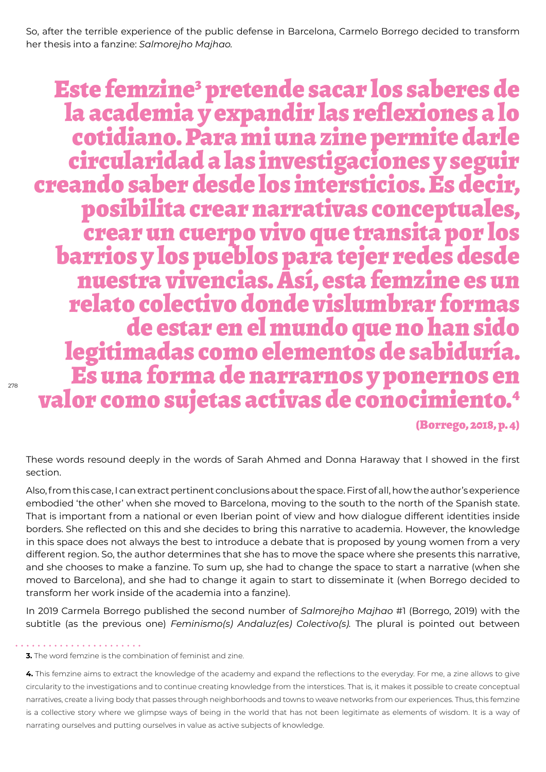So, after the terrible experience of the public defense in Barcelona, Carmelo Borrego decided to transform her thesis into a fanzine: *Salmorejho Majhao.*

> **Este femzine[3] pretende sacar los saberes de la academia y expandir las reflexiones a lo cotidiano. Para mi una zine permite darle circularidad a las investigaciones y seguir creando saber desde los intersticios. Es decir, posibilita crear narrativas conceptuales, crear un cuerpo vivo que transita por los barrios y los pueblos para tejer redes desde nuestra vivencias. Así, esta femzine es un relato colectivo donde vislumbrar formas de estar en el mundo que no han sido legitimadas como elementos de sabiduría. Es una forma de narrarnos y ponernos en valor como sujetas activas de conocimiento.[4]**
>
> **(Borrego, 2018, p. 4)**

These words resound deeply in the words of Sarah Ahmed and Donna Haraway that I showed in the first section.

Also, from this case, I can extract pertinent conclusions about the space. First of all, how the author's experience embodied 'the other' when she moved to Barcelona, moving to the south to the north of the Spanish state. That is important from a national or even Iberian point of view and how dialogue different identities inside borders. She reflected on this and she decides to bring this narrative to academia. However, the knowledge in this space does not always the best to introduce a debate that is proposed by young women from a very different region. So, the author determines that she has to move the space where she presents this narrative, and she chooses to make a fanzine. To sum up, she had to change the space to start a narrative (when she moved to Barcelona), and she had to change it again to start to disseminate it (when Borrego decided to transform her work inside of the academia into a fanzine).

In 2019 Carmela Borrego published the second number of *Salmorejho Majhao* #1 (Borrego, 2019) with the subtitle (as the previous one) *Feminismo(s) Andaluz(es) Colectivo(s).* The plural is pointed out between

---

**3.** The word femzine is the combination of feminist and zine.

**4.** This femzine aims to extract the knowledge of the academy and expand the reflections to the everyday. For me, a zine allows to give circularity to the investigations and to continue creating knowledge from the interstices. That is, it makes it possible to create conceptual narratives, create a living body that passes through neighborhoods and towns to weave networks from our experiences. Thus, this femzine is a collective story where we glimpse ways of being in the world that has not been legitimate as elements of wisdom. It is a way of narrating ourselves and putting ourselves in value as active subjects of knowledge.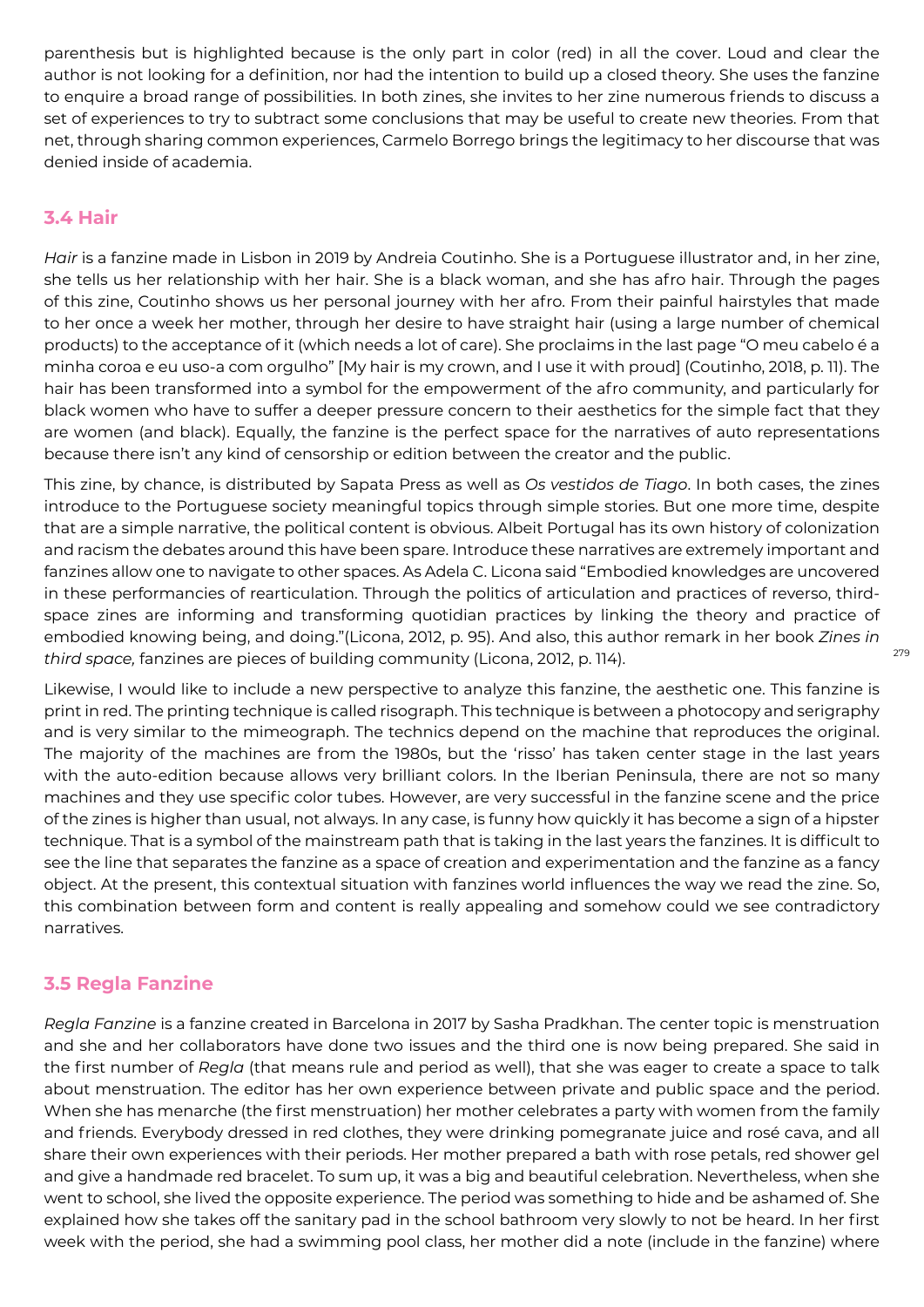parenthesis but is highlighted because is the only part in color (red) in all the cover. Loud and clear the author is not looking for a definition, nor had the intention to build up a closed theory. She uses the fanzine to enquire a broad range of possibilities. In both zines, she invites to her zine numerous friends to discuss a set of experiences to try to subtract some conclusions that may be useful to create new theories. From that net, through sharing common experiences, Carmelo Borrego brings the legitimacy to her discourse that was denied inside of academia.

## 3.4 Hair

*Hair* is a fanzine made in Lisbon in 2019 by Andreia Coutinho. She is a Portuguese illustrator and, in her zine, she tells us her relationship with her hair. She is a black woman, and she has afro hair. Through the pages of this zine, Coutinho shows us her personal journey with her afro. From their painful hairstyles that made to her once a week her mother, through her desire to have straight hair (using a large number of chemical products) to the acceptance of it (which needs a lot of care). She proclaims in the last page "O meu cabelo é a minha coroa e eu uso-a com orgulho" [My hair is my crown, and I use it with proud] (Coutinho, 2018, p. 11). The hair has been transformed into a symbol for the empowerment of the afro community, and particularly for black women who have to suffer a deeper pressure concern to their aesthetics for the simple fact that they are women (and black). Equally, the fanzine is the perfect space for the narratives of auto representations because there isn't any kind of censorship or edition between the creator and the public.

This zine, by chance, is distributed by Sapata Press as well as *Os vestidos de Tiago*. In both cases, the zines introduce to the Portuguese society meaningful topics through simple stories. But one more time, despite that are a simple narrative, the political content is obvious. Albeit Portugal has its own history of colonization and racism the debates around this have been spare. Introduce these narratives are extremely important and fanzines allow one to navigate to other spaces. As Adela C. Licona said "Embodied knowledges are uncovered in these performancies of rearticulation. Through the politics of articulation and practices of reverso, third-space zines are informing and transforming quotidian practices by linking the theory and practice of embodied knowing being, and doing."(Licona, 2012, p. 95). And also, this author remark in her book *Zines in third space,* fanzines are pieces of building community (Licona, 2012, p. 114).

Likewise, I would like to include a new perspective to analyze this fanzine, the aesthetic one. This fanzine is print in red. The printing technique is called risograph. This technique is between a photocopy and serigraphy and is very similar to the mimeograph. The technics depend on the machine that reproduces the original. The majority of the machines are from the 1980s, but the 'risso' has taken center stage in the last years with the auto-edition because allows very brilliant colors. In the Iberian Peninsula, there are not so many machines and they use specific color tubes. However, are very successful in the fanzine scene and the price of the zines is higher than usual, not always. In any case, is funny how quickly it has become a sign of a hipster technique. That is a symbol of the mainstream path that is taking in the last years the fanzines. It is difficult to see the line that separates the fanzine as a space of creation and experimentation and the fanzine as a fancy object. At the present, this contextual situation with fanzines world influences the way we read the zine. So, this combination between form and content is really appealing and somehow could we see contradictory narratives.

## 3.5 Regla Fanzine

*Regla Fanzine* is a fanzine created in Barcelona in 2017 by Sasha Pradkhan. The center topic is menstruation and she and her collaborators have done two issues and the third one is now being prepared. She said in the first number of *Regla* (that means rule and period as well), that she was eager to create a space to talk about menstruation. The editor has her own experience between private and public space and the period. When she has menarche (the first menstruation) her mother celebrates a party with women from the family and friends. Everybody dressed in red clothes, they were drinking pomegranate juice and rosé cava, and all share their own experiences with their periods. Her mother prepared a bath with rose petals, red shower gel and give a handmade red bracelet. To sum up, it was a big and beautiful celebration. Nevertheless, when she went to school, she lived the opposite experience. The period was something to hide and be ashamed of. She explained how she takes off the sanitary pad in the school bathroom very slowly to not be heard. In her first week with the period, she had a swimming pool class, her mother did a note (include in the fanzine) where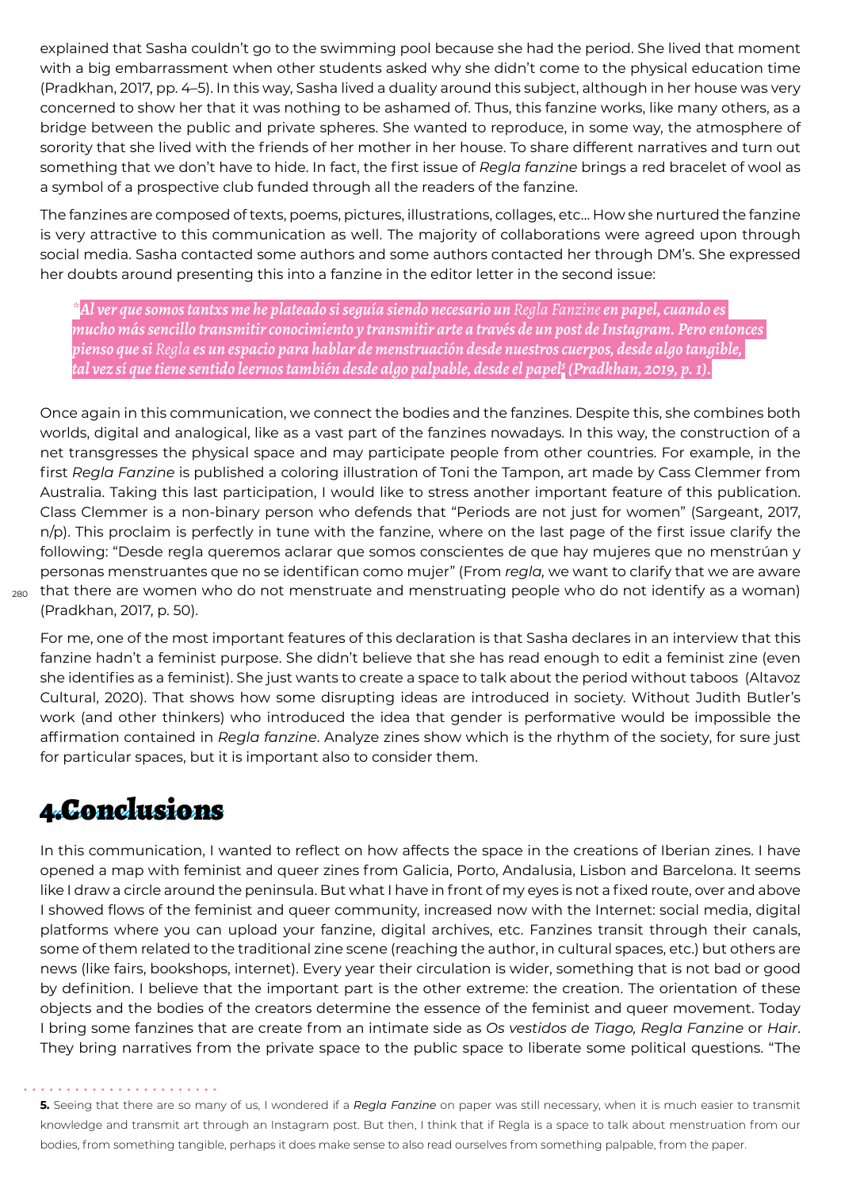explained that Sasha couldn't go to the swimming pool because she had the period. She lived that moment with a big embarrassment when other students asked why she didn't come to the physical education time (Pradkhan, 2017, pp. 4–5). In this way, Sasha lived a duality around this subject, although in her house was very concerned to show her that it was nothing to be ashamed of. Thus, this fanzine works, like many others, as a bridge between the public and private spheres. She wanted to reproduce, in some way, the atmosphere of sorority that she lived with the friends of her mother in her house. To share different narratives and turn out something that we don't have to hide. In fact, the first issue of *Regla fanzine* brings a red bracelet of wool as a symbol of a prospective club funded through all the readers of the fanzine.

The fanzines are composed of texts, poems, pictures, illustrations, collages, etc… How she nurtured the fanzine is very attractive to this communication as well. The majority of collaborations were agreed upon through social media. Sasha contacted some authors and some authors contacted her through DM's. She expressed her doubts around presenting this into a fanzine in the editor letter in the second issue:

> *"Al ver que somos tantxs me he plateado si seguía siendo necesario un Regla Fanzine en papel, cuando es mucho más sencillo transmitir conocimiento y transmitir arte a través de un post de Instagram. Pero entonces pienso que si Regla es un espacio para hablar de menstruación desde nuestros cuerpos, desde algo tangible, tal vez sí que tiene sentido leernos también desde algo palpable, desde el papel*[5] *(Pradkhan, 2019, p. 1).*

Once again in this communication, we connect the bodies and the fanzines. Despite this, she combines both worlds, digital and analogical, like as a vast part of the fanzines nowadays. In this way, the construction of a net transgresses the physical space and may participate people from other countries. For example, in the first *Regla Fanzine* is published a coloring illustration of Toni the Tampon, art made by Cass Clemmer from Australia. Taking this last participation, I would like to stress another important feature of this publication. Class Clemmer is a non-binary person who defends that "Periods are not just for women" (Sargeant, 2017, n/p). This proclaim is perfectly in tune with the fanzine, where on the last page of the first issue clarify the following: "Desde regla queremos aclarar que somos conscientes de que hay mujeres que no menstrúan y personas menstruantes que no se identifican como mujer" (From *regla,* we want to clarify that we are aware that there are women who do not menstruate and menstruating people who do not identify as a woman) (Pradkhan, 2017, p. 50).

For me, one of the most important features of this declaration is that Sasha declares in an interview that this fanzine hadn't a feminist purpose. She didn't believe that she has read enough to edit a feminist zine (even she identifies as a feminist). She just wants to create a space to talk about the period without taboos (Altavoz Cultural, 2020). That shows how some disrupting ideas are introduced in society. Without Judith Butler's work (and other thinkers) who introduced the idea that gender is performative would be impossible the affirmation contained in *Regla fanzine*. Analyze zines show which is the rhythm of the society, for sure just for particular spaces, but it is important also to consider them.

# 4.Conclusions

In this communication, I wanted to reflect on how affects the space in the creations of Iberian zines. I have opened a map with feminist and queer zines from Galicia, Porto, Andalusia, Lisbon and Barcelona. It seems like I draw a circle around the peninsula. But what I have in front of my eyes is not a fixed route, over and above I showed flows of the feminist and queer community, increased now with the Internet: social media, digital platforms where you can upload your fanzine, digital archives, etc. Fanzines transit through their canals, some of them related to the traditional zine scene (reaching the author, in cultural spaces, etc.) but others are news (like fairs, bookshops, internet). Every year their circulation is wider, something that is not bad or good by definition. I believe that the important part is the other extreme: the creation. The orientation of these objects and the bodies of the creators determine the essence of the feminist and queer movement. Today I bring some fanzines that are create from an intimate side as *Os vestidos de Tiago, Regla Fanzine* or *Hair*. They bring narratives from the private space to the public space to liberate some political questions. "The

**5.** Seeing that there are so many of us, I wondered if a *Regla Fanzine* on paper was still necessary, when it is much easier to transmit knowledge and transmit art through an Instagram post. But then, I think that if Regla is a space to talk about menstruation from our bodies, from something tangible, perhaps it does make sense to also read ourselves from something palpable, from the paper.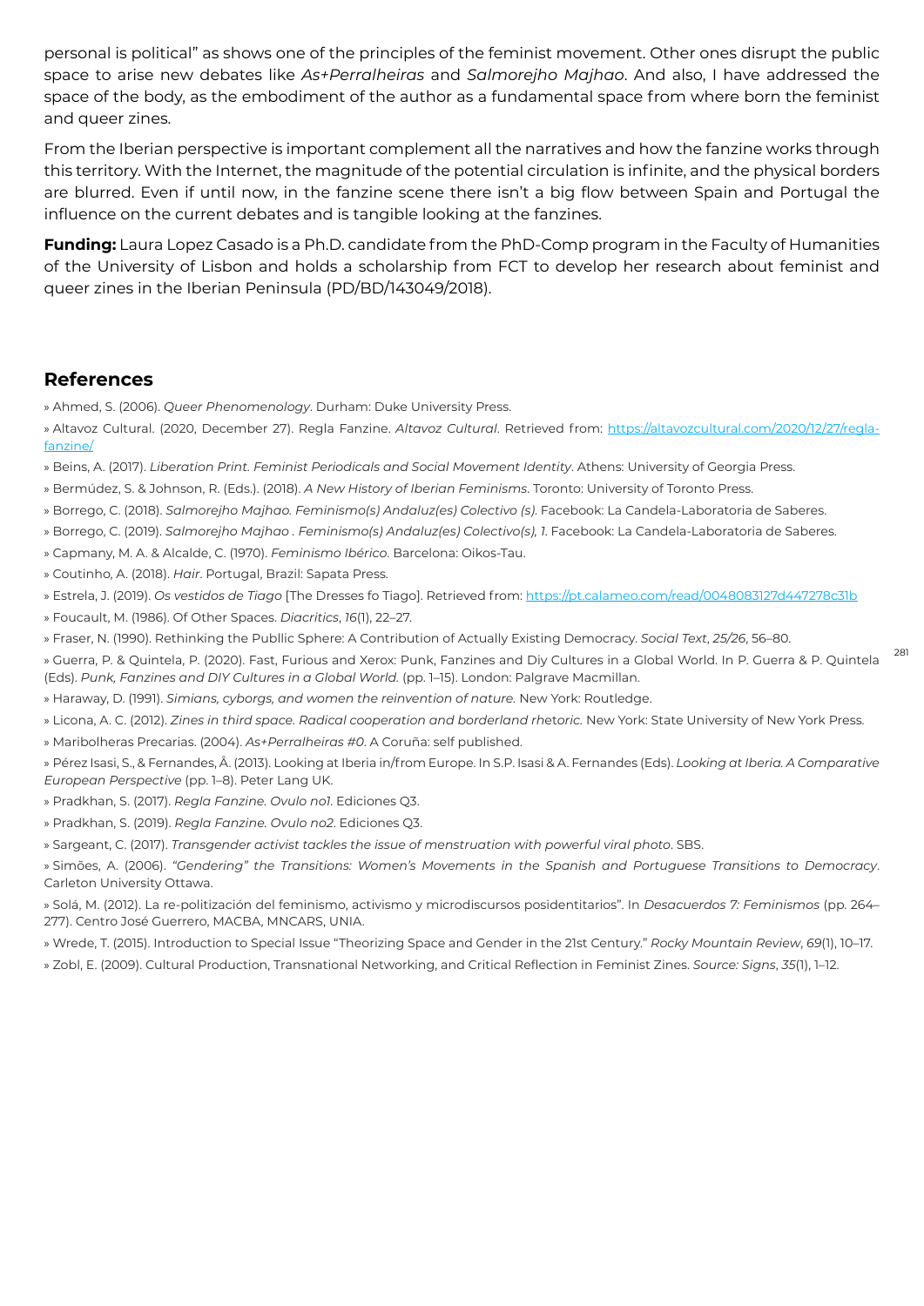personal is political" as shows one of the principles of the feminist movement. Other ones disrupt the public space to arise new debates like *As+Perralheiras* and *Salmorejho Majhao*. And also, I have addressed the space of the body, as the embodiment of the author as a fundamental space from where born the feminist and queer zines.

From the Iberian perspective is important complement all the narratives and how the fanzine works through this territory. With the Internet, the magnitude of the potential circulation is infinite, and the physical borders are blurred. Even if until now, in the fanzine scene there isn't a big flow between Spain and Portugal the influence on the current debates and is tangible looking at the fanzines.

**Funding:** Laura Lopez Casado is a Ph.D. candidate from the PhD-Comp program in the Faculty of Humanities of the University of Lisbon and holds a scholarship from FCT to develop her research about feminist and queer zines in the Iberian Peninsula (PD/BD/143049/2018).

## References

» Ahmed, S. (2006). *Queer Phenomenology*. Durham: Duke University Press.

» Altavoz Cultural. (2020, December 27). Regla Fanzine. *Altavoz Cultural*. Retrieved from: https://altavozcultural.com/2020/12/27/regla-fanzine/

» Beins, A. (2017). *Liberation Print. Feminist Periodicals and Social Movement Identity*. Athens: University of Georgia Press.

» Bermúdez, S. & Johnson, R. (Eds.). (2018). *A New History of Iberian Feminisms*. Toronto: University of Toronto Press.

» Borrego, C. (2018). *Salmorejho Majhao. Feminismo(s) Andaluz(es) Colectivo (s)*. Facebook: La Candela-Laboratoria de Saberes.

» Borrego, C. (2019). *Salmorejho Majhao . Feminismo(s) Andaluz(es) Colectivo(s), 1*. Facebook: La Candela-Laboratoria de Saberes.

» Capmany, M. A. & Alcalde, C. (1970). *Feminismo Ibérico*. Barcelona: Oikos-Tau.

» Coutinho, A. (2018). *Hair*. Portugal, Brazil: Sapata Press.

» Estrela, J. (2019). *Os vestidos de Tiago* [The Dresses fo Tiago]. Retrieved from: https://pt.calameo.com/read/0048083127d447278c31b

» Foucault, M. (1986). Of Other Spaces. *Diacritics*, *16*(1), 22–27.

» Fraser, N. (1990). Rethinking the Publlic Sphere: A Contribution of Actually Existing Democracy. *Social Text*, *25/26*, 56–80.

» Guerra, P. & Quintela, P. (2020). Fast, Furious and Xerox: Punk, Fanzines and Diy Cultures in a Global World. In P. Guerra & P. Quintela (Eds). *Punk, Fanzines and DIY Cultures in a Global World.* (pp. 1–15). London: Palgrave Macmillan.

» Haraway, D. (1991). *Simians, cyborgs, and women the reinvention of nature.* New York: Routledge.

» Licona, A. C. (2012). *Zines in third space. Radical cooperation and borderland rhetoric.* New York: State University of New York Press.

» Maribolheras Precarias. (2004). *As+Perralheiras #0*. A Coruña: self published.

» Pérez Isasi, S., & Fernandes, Â. (2013). Looking at Iberia in/from Europe. In S.P. Isasi & A. Fernandes (Eds). *Looking at Iberia. A Comparative European Perspective* (pp. 1–8). Peter Lang UK.

» Pradkhan, S. (2017). *Regla Fanzine. Ovulo no1*. Ediciones Q3.

» Pradkhan, S. (2019). *Regla Fanzine. Ovulo no2*. Ediciones Q3.

» Sargeant, C. (2017). *Transgender activist tackles the issue of menstruation with powerful viral photo*. SBS.

» Simões, A. (2006). *"Gendering" the Transitions: Women's Movements in the Spanish and Portuguese Transitions to Democracy*. Carleton University Ottawa.

» Solá, M. (2012). La re-politización del feminismo, activismo y microdiscursos posidentitarios". In *Desacuerdos 7: Feminismos* (pp. 264–277). Centro José Guerrero, MACBA, MNCARS, UNIA.

» Wrede, T. (2015). Introduction to Special Issue "Theorizing Space and Gender in the 21st Century." *Rocky Mountain Review*, *69*(1), 10–17.

» Zobl, E. (2009). Cultural Production, Transnational Networking, and Critical Reflection in Feminist Zines. *Source: Signs*, *35*(1), 1–12.